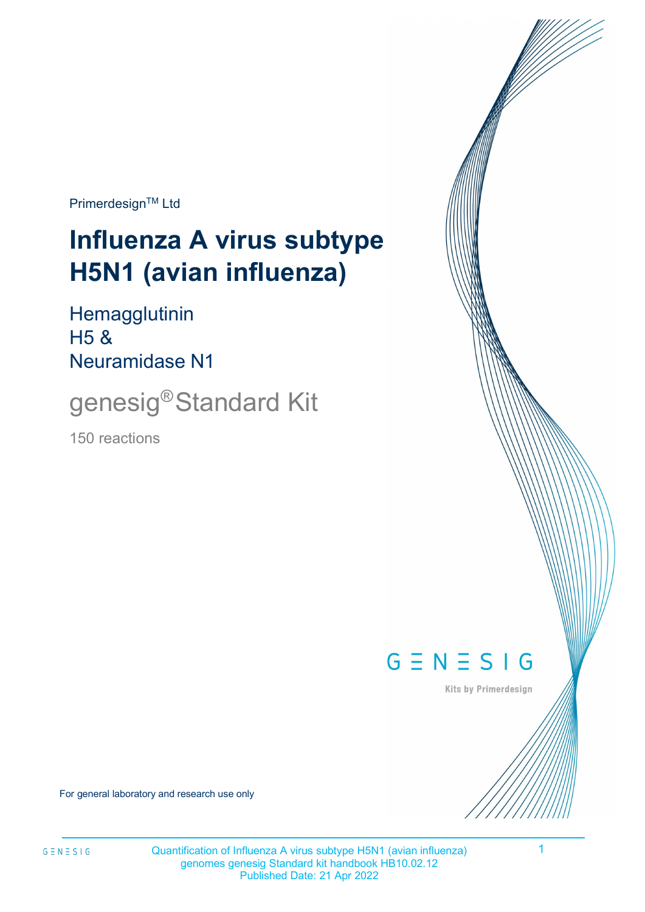Primerdesign™ Ltd

# Influenza A virus subtype H5N1 (avian influenza)

Hemagglutinin
H5 &
Neuramidase N1

## genesig® Standard Kit

150 reactions

GENESIG
Kits by Primerdesign

For general laboratory and research use only

Quantification of Influenza A virus subtype H5N1 (avian influenza) genomes genesig Standard kit handbook HB10.02.12
Published Date: 21 Apr 2022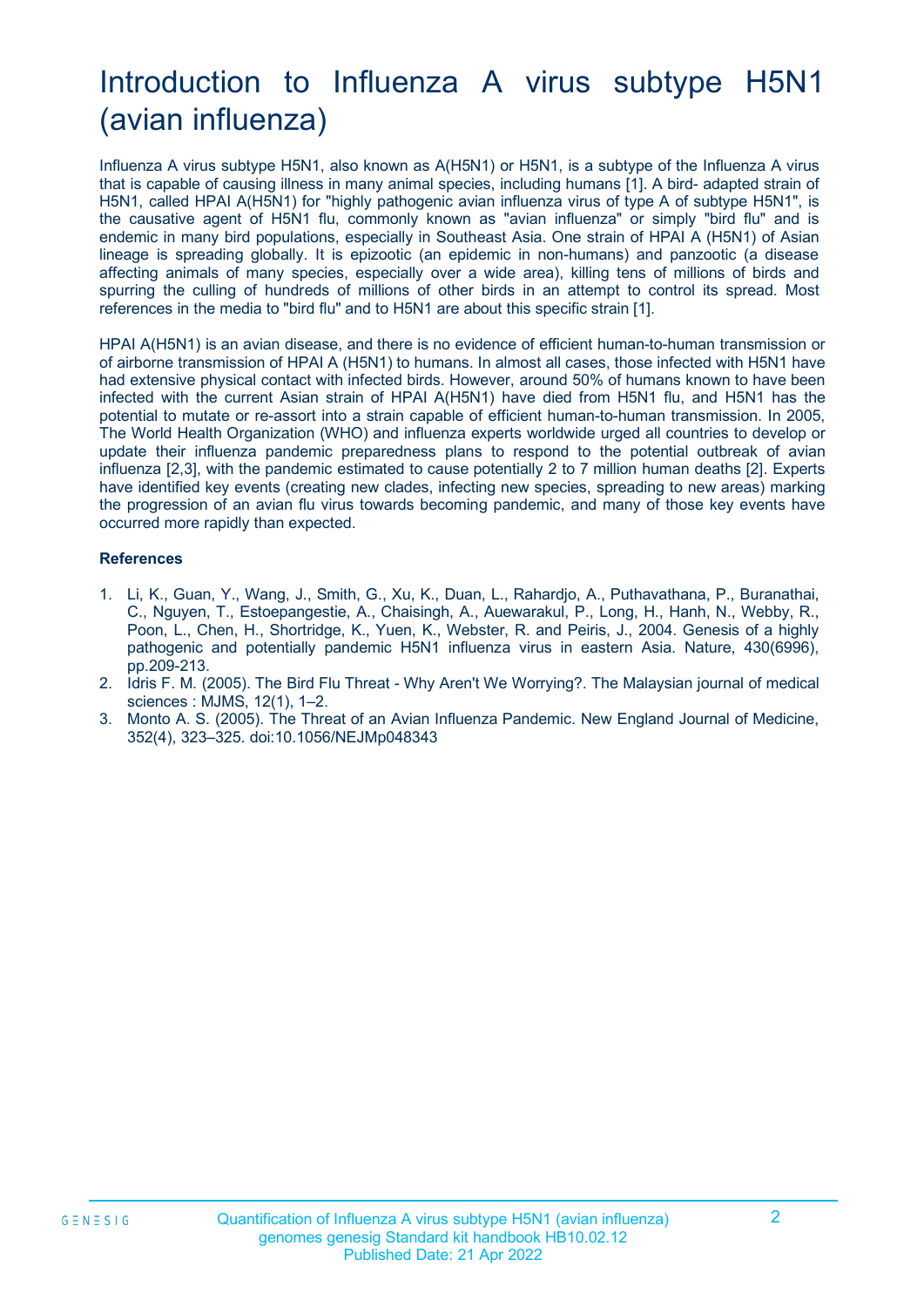# Introduction to Influenza A virus subtype H5N1 (avian influenza)

Influenza A virus subtype H5N1, also known as A(H5N1) or H5N1, is a subtype of the Influenza A virus that is capable of causing illness in many animal species, including humans [1]. A bird- adapted strain of H5N1, called HPAI A(H5N1) for "highly pathogenic avian influenza virus of type A of subtype H5N1", is the causative agent of H5N1 flu, commonly known as "avian influenza" or simply "bird flu" and is endemic in many bird populations, especially in Southeast Asia. One strain of HPAI A (H5N1) of Asian lineage is spreading globally. It is epizootic (an epidemic in non-humans) and panzootic (a disease affecting animals of many species, especially over a wide area), killing tens of millions of birds and spurring the culling of hundreds of millions of other birds in an attempt to control its spread. Most references in the media to "bird flu" and to H5N1 are about this specific strain [1].

HPAI A(H5N1) is an avian disease, and there is no evidence of efficient human-to-human transmission or of airborne transmission of HPAI A (H5N1) to humans. In almost all cases, those infected with H5N1 have had extensive physical contact with infected birds. However, around 50% of humans known to have been infected with the current Asian strain of HPAI A(H5N1) have died from H5N1 flu, and H5N1 has the potential to mutate or re-assort into a strain capable of efficient human-to-human transmission. In 2005, The World Health Organization (WHO) and influenza experts worldwide urged all countries to develop or update their influenza pandemic preparedness plans to respond to the potential outbreak of avian influenza [2,3], with the pandemic estimated to cause potentially 2 to 7 million human deaths [2]. Experts have identified key events (creating new clades, infecting new species, spreading to new areas) marking the progression of an avian flu virus towards becoming pandemic, and many of those key events have occurred more rapidly than expected.

**References**

1. Li, K., Guan, Y., Wang, J., Smith, G., Xu, K., Duan, L., Rahardjo, A., Puthavathana, P., Buranathai, C., Nguyen, T., Estoepangestie, A., Chaisingh, A., Auewarakul, P., Long, H., Hanh, N., Webby, R., Poon, L., Chen, H., Shortridge, K., Yuen, K., Webster, R. and Peiris, J., 2004. Genesis of a highly pathogenic and potentially pandemic H5N1 influenza virus in eastern Asia. Nature, 430(6996), pp.209-213.
2. Idris F. M. (2005). The Bird Flu Threat - Why Aren't We Worrying?. The Malaysian journal of medical sciences : MJMS, 12(1), 1–2.
3. Monto A. S. (2005). The Threat of an Avian Influenza Pandemic. New England Journal of Medicine, 352(4), 323–325. doi:10.1056/NEJMp048343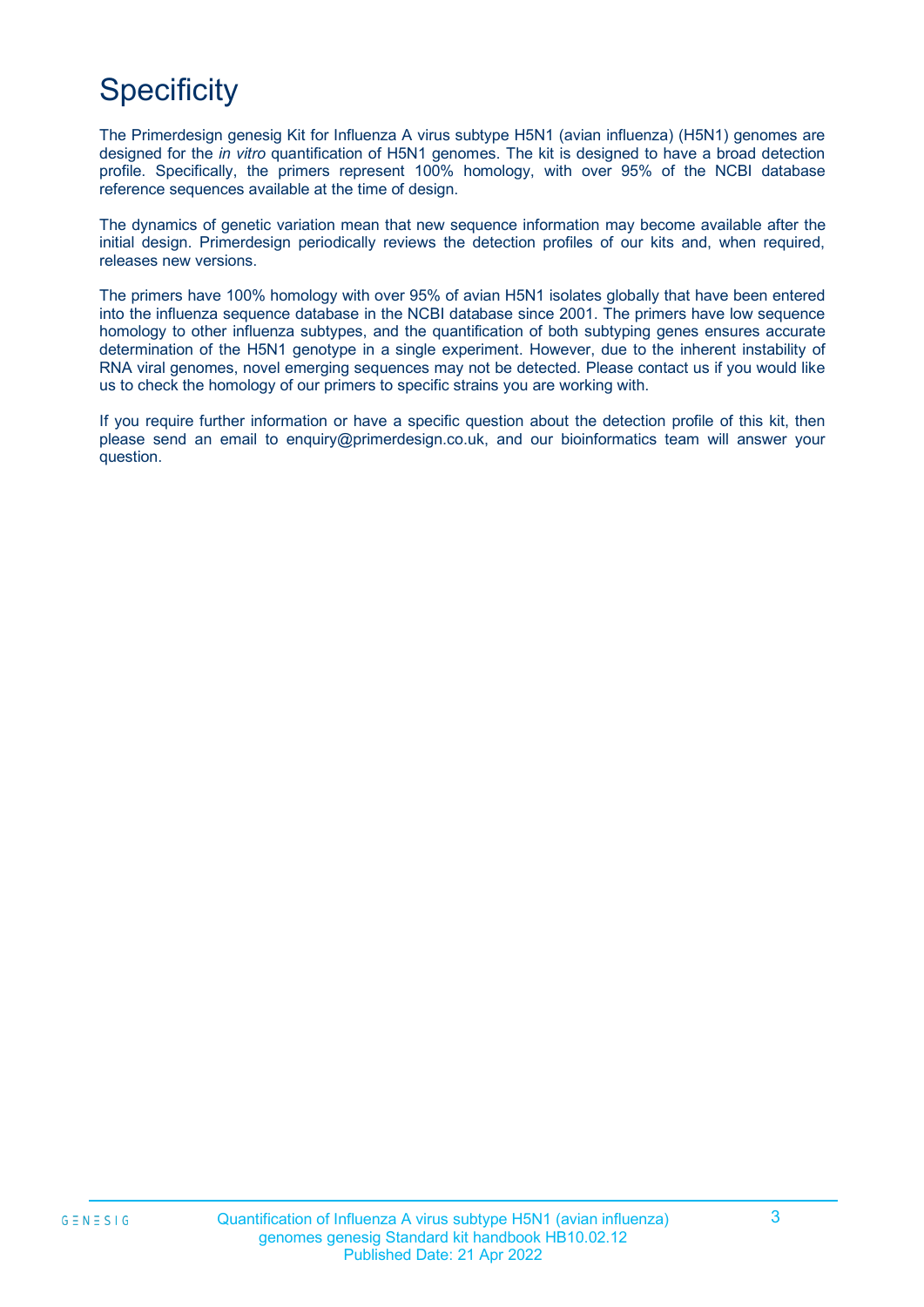# Specificity

The Primerdesign genesig Kit for Influenza A virus subtype H5N1 (avian influenza) (H5N1) genomes are designed for the *in vitro* quantification of H5N1 genomes. The kit is designed to have a broad detection profile. Specifically, the primers represent 100% homology, with over 95% of the NCBI database reference sequences available at the time of design.

The dynamics of genetic variation mean that new sequence information may become available after the initial design. Primerdesign periodically reviews the detection profiles of our kits and, when required, releases new versions.

The primers have 100% homology with over 95% of avian H5N1 isolates globally that have been entered into the influenza sequence database in the NCBI database since 2001. The primers have low sequence homology to other influenza subtypes, and the quantification of both subtyping genes ensures accurate determination of the H5N1 genotype in a single experiment. However, due to the inherent instability of RNA viral genomes, novel emerging sequences may not be detected. Please contact us if you would like us to check the homology of our primers to specific strains you are working with.

If you require further information or have a specific question about the detection profile of this kit, then please send an email to enquiry@primerdesign.co.uk, and our bioinformatics team will answer your question.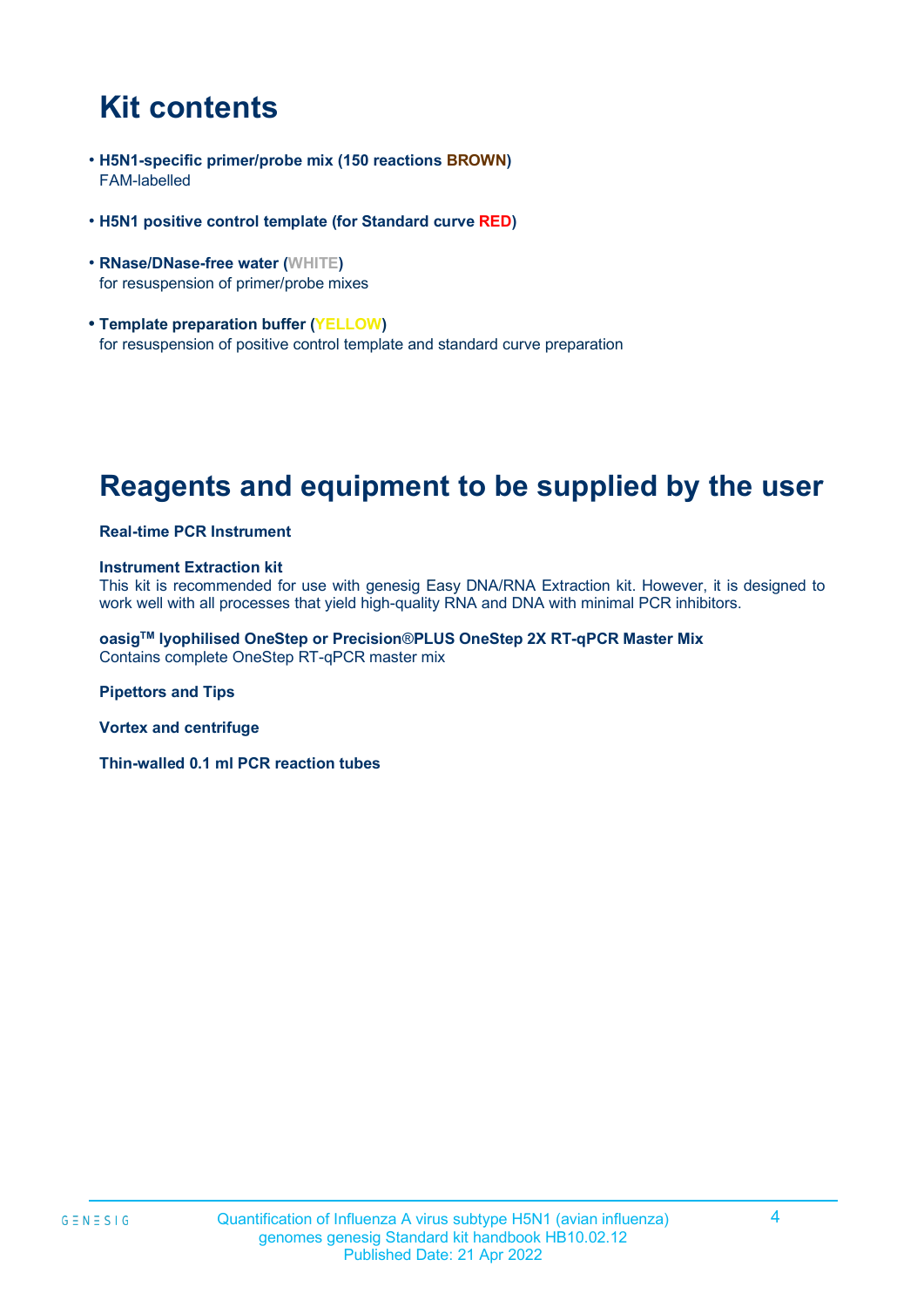# Kit contents

- **H5N1-specific primer/probe mix (150 reactions BROWN)**
  FAM-labelled

- **H5N1 positive control template (for Standard curve RED)**

- **RNase/DNase-free water (WHITE)**
  for resuspension of primer/probe mixes

- **Template preparation buffer (YELLOW)**
  for resuspension of positive control template and standard curve preparation

# Reagents and equipment to be supplied by the user

**Real-time PCR Instrument**

**Instrument Extraction kit**
This kit is recommended for use with genesig Easy DNA/RNA Extraction kit. However, it is designed to work well with all processes that yield high-quality RNA and DNA with minimal PCR inhibitors.

**oasig™ lyophilised OneStep or Precision®PLUS OneStep 2X RT-qPCR Master Mix**
Contains complete OneStep RT-qPCR master mix

**Pipettors and Tips**

**Vortex and centrifuge**

**Thin-walled 0.1 ml PCR reaction tubes**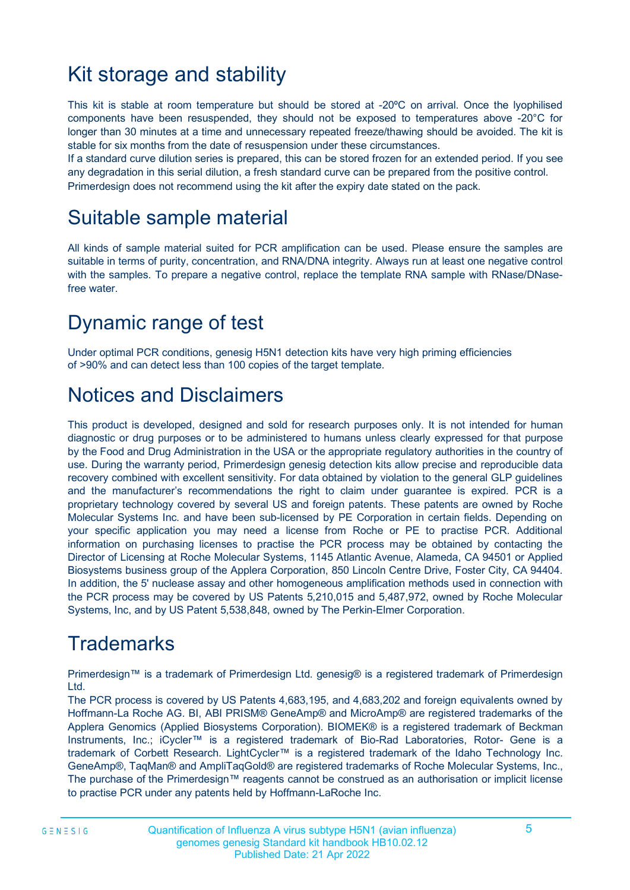# Kit storage and stability

This kit is stable at room temperature but should be stored at -20ºC on arrival. Once the lyophilised components have been resuspended, they should not be exposed to temperatures above -20°C for longer than 30 minutes at a time and unnecessary repeated freeze/thawing should be avoided. The kit is stable for six months from the date of resuspension under these circumstances.

If a standard curve dilution series is prepared, this can be stored frozen for an extended period. If you see any degradation in this serial dilution, a fresh standard curve can be prepared from the positive control.

Primerdesign does not recommend using the kit after the expiry date stated on the pack.

# Suitable sample material

All kinds of sample material suited for PCR amplification can be used. Please ensure the samples are suitable in terms of purity, concentration, and RNA/DNA integrity. Always run at least one negative control with the samples. To prepare a negative control, replace the template RNA sample with RNase/DNase-free water.

# Dynamic range of test

Under optimal PCR conditions, genesig H5N1 detection kits have very high priming efficiencies of >90% and can detect less than 100 copies of the target template.

# Notices and Disclaimers

This product is developed, designed and sold for research purposes only. It is not intended for human diagnostic or drug purposes or to be administered to humans unless clearly expressed for that purpose by the Food and Drug Administration in the USA or the appropriate regulatory authorities in the country of use. During the warranty period, Primerdesign genesig detection kits allow precise and reproducible data recovery combined with excellent sensitivity. For data obtained by violation to the general GLP guidelines and the manufacturer's recommendations the right to claim under guarantee is expired. PCR is a proprietary technology covered by several US and foreign patents. These patents are owned by Roche Molecular Systems Inc. and have been sub-licensed by PE Corporation in certain fields. Depending on your specific application you may need a license from Roche or PE to practise PCR. Additional information on purchasing licenses to practise the PCR process may be obtained by contacting the Director of Licensing at Roche Molecular Systems, 1145 Atlantic Avenue, Alameda, CA 94501 or Applied Biosystems business group of the Applera Corporation, 850 Lincoln Centre Drive, Foster City, CA 94404. In addition, the 5' nuclease assay and other homogeneous amplification methods used in connection with the PCR process may be covered by US Patents 5,210,015 and 5,487,972, owned by Roche Molecular Systems, Inc, and by US Patent 5,538,848, owned by The Perkin-Elmer Corporation.

# Trademarks

Primerdesign™ is a trademark of Primerdesign Ltd. genesig® is a registered trademark of Primerdesign Ltd.

The PCR process is covered by US Patents 4,683,195, and 4,683,202 and foreign equivalents owned by Hoffmann-La Roche AG. BI, ABI PRISM® GeneAmp® and MicroAmp® are registered trademarks of the Applera Genomics (Applied Biosystems Corporation). BIOMEK® is a registered trademark of Beckman Instruments, Inc.; iCycler™ is a registered trademark of Bio-Rad Laboratories, Rotor- Gene is a trademark of Corbett Research. LightCycler™ is a registered trademark of the Idaho Technology Inc. GeneAmp®, TaqMan® and AmpliTaqGold® are registered trademarks of Roche Molecular Systems, Inc., The purchase of the Primerdesign™ reagents cannot be construed as an authorisation or implicit license to practise PCR under any patents held by Hoffmann-LaRoche Inc.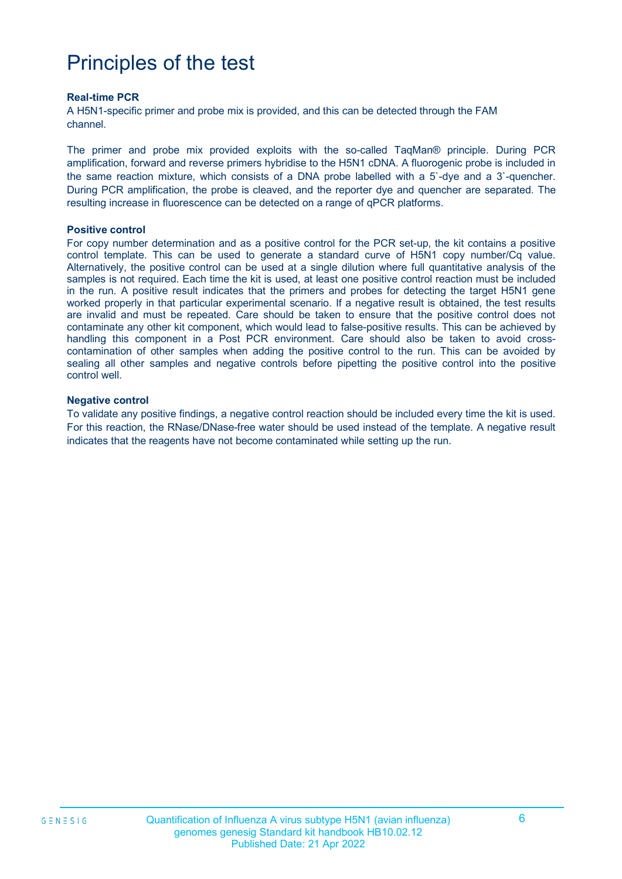# Principles of the test

**Real-time PCR**

A H5N1-specific primer and probe mix is provided, and this can be detected through the FAM channel.

The primer and probe mix provided exploits with the so-called TaqMan® principle. During PCR amplification, forward and reverse primers hybridise to the H5N1 cDNA. A fluorogenic probe is included in the same reaction mixture, which consists of a DNA probe labelled with a 5`-dye and a 3`-quencher. During PCR amplification, the probe is cleaved, and the reporter dye and quencher are separated. The resulting increase in fluorescence can be detected on a range of qPCR platforms.

**Positive control**

For copy number determination and as a positive control for the PCR set-up, the kit contains a positive control template. This can be used to generate a standard curve of H5N1 copy number/Cq value. Alternatively, the positive control can be used at a single dilution where full quantitative analysis of the samples is not required. Each time the kit is used, at least one positive control reaction must be included in the run. A positive result indicates that the primers and probes for detecting the target H5N1 gene worked properly in that particular experimental scenario. If a negative result is obtained, the test results are invalid and must be repeated. Care should be taken to ensure that the positive control does not contaminate any other kit component, which would lead to false-positive results. This can be achieved by handling this component in a Post PCR environment. Care should also be taken to avoid cross-contamination of other samples when adding the positive control to the run. This can be avoided by sealing all other samples and negative controls before pipetting the positive control into the positive control well.

**Negative control**

To validate any positive findings, a negative control reaction should be included every time the kit is used. For this reaction, the RNase/DNase-free water should be used instead of the template. A negative result indicates that the reagents have not become contaminated while setting up the run.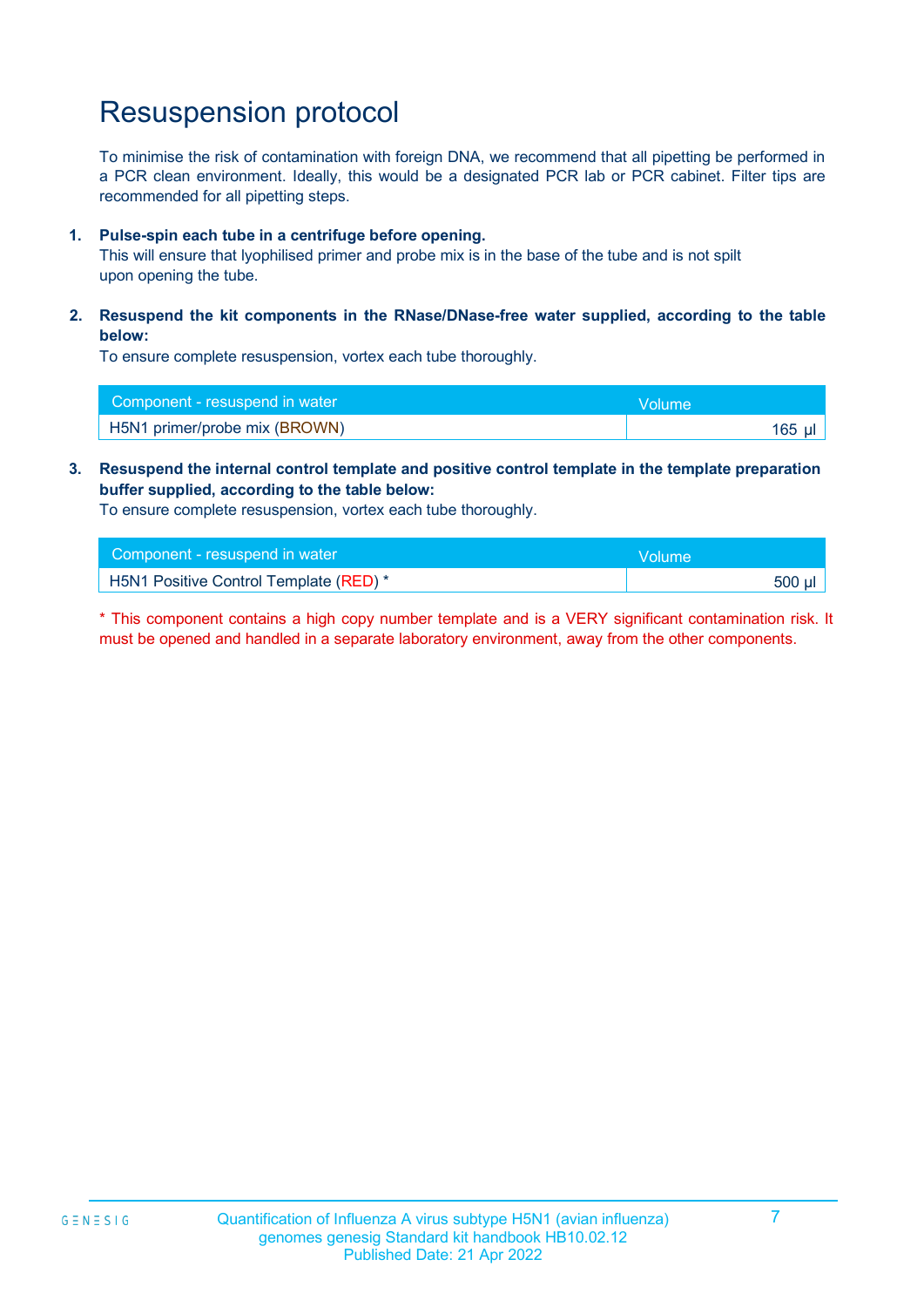# Resuspension protocol

To minimise the risk of contamination with foreign DNA, we recommend that all pipetting be performed in a PCR clean environment. Ideally, this would be a designated PCR lab or PCR cabinet. Filter tips are recommended for all pipetting steps.

1. **Pulse-spin each tube in a centrifuge before opening.**
   This will ensure that lyophilised primer and probe mix is in the base of the tube and is not spilt upon opening the tube.

2. **Resuspend the kit components in the RNase/DNase-free water supplied, according to the table below:**
   To ensure complete resuspension, vortex each tube thoroughly.

| Component - resuspend in water | Volume |
|---|---|
| H5N1 primer/probe mix (BROWN) | 165 µl |

3. **Resuspend the internal control template and positive control template in the template preparation buffer supplied, according to the table below:**
   To ensure complete resuspension, vortex each tube thoroughly.

| Component - resuspend in water | Volume |
|---|---|
| H5N1 Positive Control Template (RED) * | 500 µl |

* This component contains a high copy number template and is a VERY significant contamination risk. It must be opened and handled in a separate laboratory environment, away from the other components.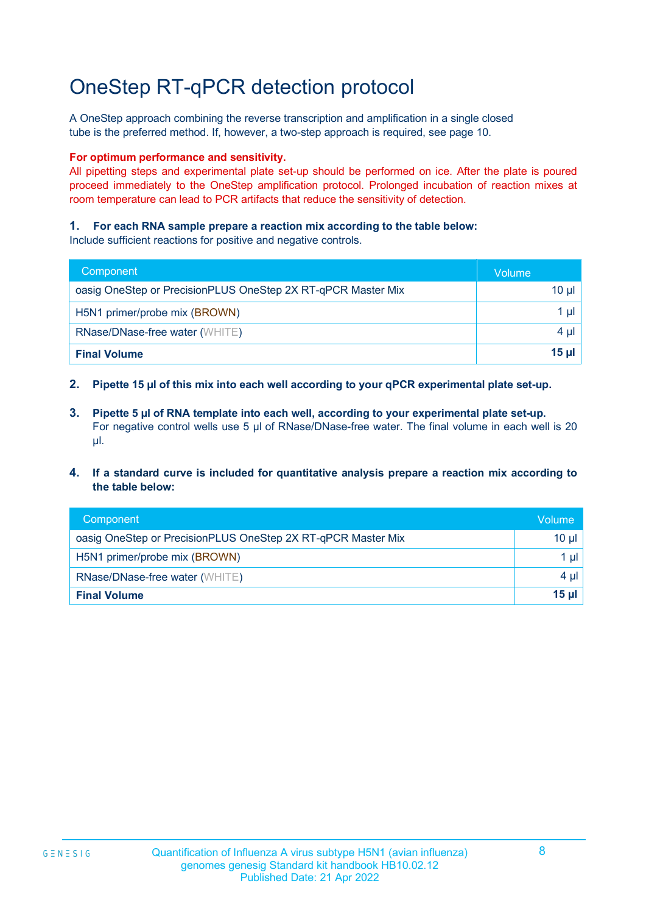# OneStep RT-qPCR detection protocol

A OneStep approach combining the reverse transcription and amplification in a single closed tube is the preferred method. If, however, a two-step approach is required, see page 10.

**For optimum performance and sensitivity.**

All pipetting steps and experimental plate set-up should be performed on ice. After the plate is poured proceed immediately to the OneStep amplification protocol. Prolonged incubation of reaction mixes at room temperature can lead to PCR artifacts that reduce the sensitivity of detection.

**1. For each RNA sample prepare a reaction mix according to the table below:**

Include sufficient reactions for positive and negative controls.

| Component | Volume |
|---|---|
| oasig OneStep or PrecisionPLUS OneStep 2X RT-qPCR Master Mix | 10 µl |
| H5N1 primer/probe mix (BROWN) | 1 µl |
| RNase/DNase-free water (WHITE) | 4 µl |
| **Final Volume** | **15 µl** |

**2. Pipette 15 µl of this mix into each well according to your qPCR experimental plate set-up.**

**3. Pipette 5 µl of RNA template into each well, according to your experimental plate set-up.**
For negative control wells use 5 µl of RNase/DNase-free water. The final volume in each well is 20 µl.

**4. If a standard curve is included for quantitative analysis prepare a reaction mix according to the table below:**

| Component | Volume |
|---|---|
| oasig OneStep or PrecisionPLUS OneStep 2X RT-qPCR Master Mix | 10 µl |
| H5N1 primer/probe mix (BROWN) | 1 µl |
| RNase/DNase-free water (WHITE) | 4 µl |
| **Final Volume** | **15 µl** |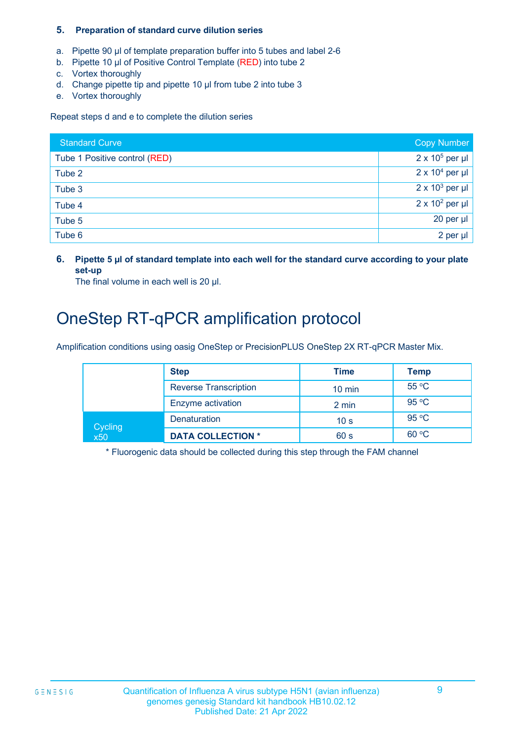**5. Preparation of standard curve dilution series**

a. Pipette 90 µl of template preparation buffer into 5 tubes and label 2-6
b. Pipette 10 µl of Positive Control Template (RED) into tube 2
c. Vortex thoroughly
d. Change pipette tip and pipette 10 µl from tube 2 into tube 3
e. Vortex thoroughly

Repeat steps d and e to complete the dilution series

| Standard Curve | Copy Number |
|---|---|
| Tube 1 Positive control (RED) | $2 \times 10^5$ per µl |
| Tube 2 | $2 \times 10^4$ per µl |
| Tube 3 | $2 \times 10^3$ per µl |
| Tube 4 | $2 \times 10^2$ per µl |
| Tube 5 | 20 per µl |
| Tube 6 | 2 per µl |

**6. Pipette 5 µl of standard template into each well for the standard curve according to your plate set-up**
The final volume in each well is 20 µl.

# OneStep RT-qPCR amplification protocol

Amplification conditions using oasig OneStep or PrecisionPLUS OneStep 2X RT-qPCR Master Mix.

| | Step | Time | Temp |
|---|---|---|---|
| | Reverse Transcription | 10 min | 55 °C |
| | Enzyme activation | 2 min | 95 °C |
| Cycling x50 | Denaturation | 10 s | 95 °C |
| | **DATA COLLECTION *** | 60 s | 60 °C |

* Fluorogenic data should be collected during this step through the FAM channel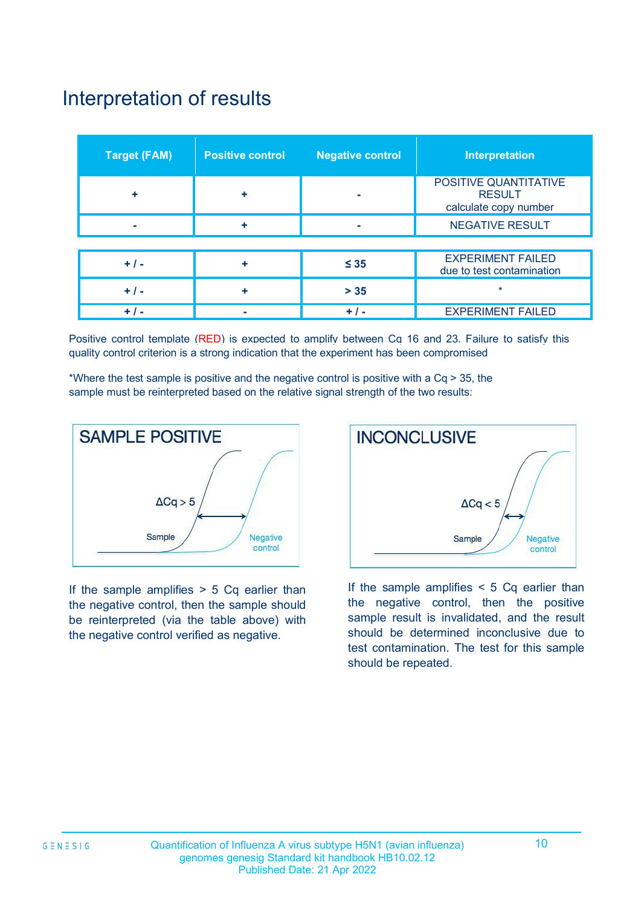# Interpretation of results

| Target (FAM) | Positive control | Negative control | Interpretation |
|---|---|---|---|
| + | + | - | POSITIVE QUANTITATIVE RESULT calculate copy number |
| - | + | - | NEGATIVE RESULT |
| + / - | + | ≤ 35 | EXPERIMENT FAILED due to test contamination |
| + / - | + | > 35 | * |
| + / - | - | + / - | EXPERIMENT FAILED |

Positive control template (RED) is expected to amplify between Cq 16 and 23. Failure to satisfy this quality control criterion is a strong indication that the experiment has been compromised

*Where the test sample is positive and the negative control is positive with a Cq > 35, the sample must be reinterpreted based on the relative signal strength of the two results:

SAMPLE POSITIVE

ΔCq > 5

Sample

Negative control

If the sample amplifies > 5 Cq earlier than the negative control, then the sample should be reinterpreted (via the table above) with the negative control verified as negative.

INCONCLUSIVE

ΔCq < 5

Sample

Negative control

If the sample amplifies < 5 Cq earlier than the negative control, then the positive sample result is invalidated, and the result should be determined inconclusive due to test contamination. The test for this sample should be repeated.